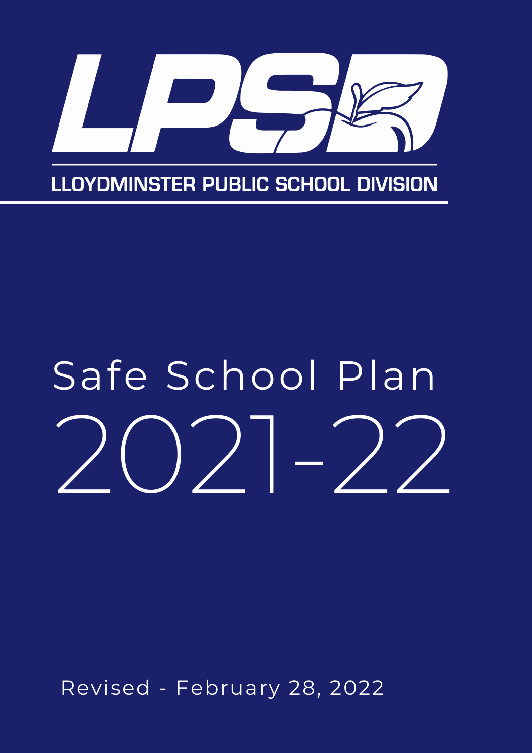LPSD

LLOYDMINSTER PUBLIC SCHOOL DIVISION

# Safe School Plan 2021-22

Revised - February 28, 2022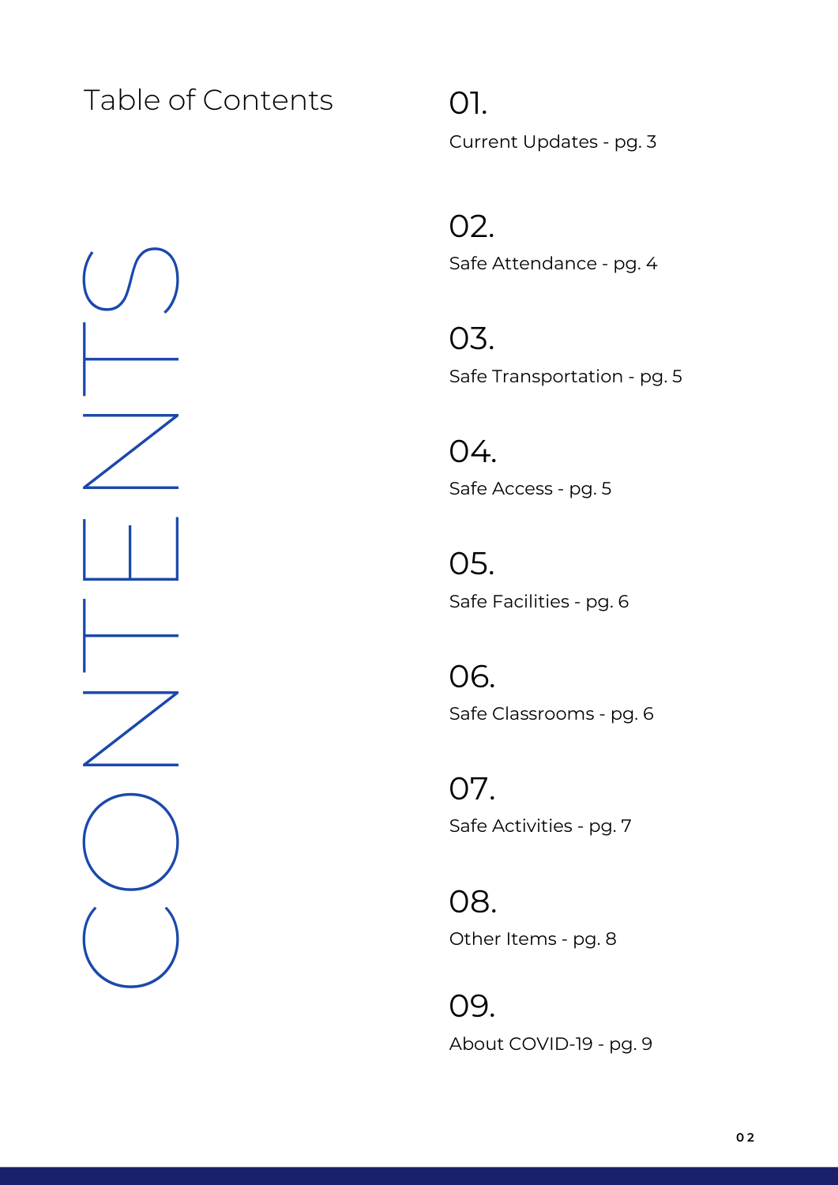# Table of Contents

CONTENTS

**01.**
Current Updates - pg. 3

**02.**
Safe Attendance - pg. 4

**03.**
Safe Transportation - pg. 5

**04.**
Safe Access - pg. 5

**05.**
Safe Facilities - pg. 6

**06.**
Safe Classrooms - pg. 6

**07.**
Safe Activities - pg. 7

**08.**
Other Items - pg. 8

**09.**
About COVID-19 - pg. 9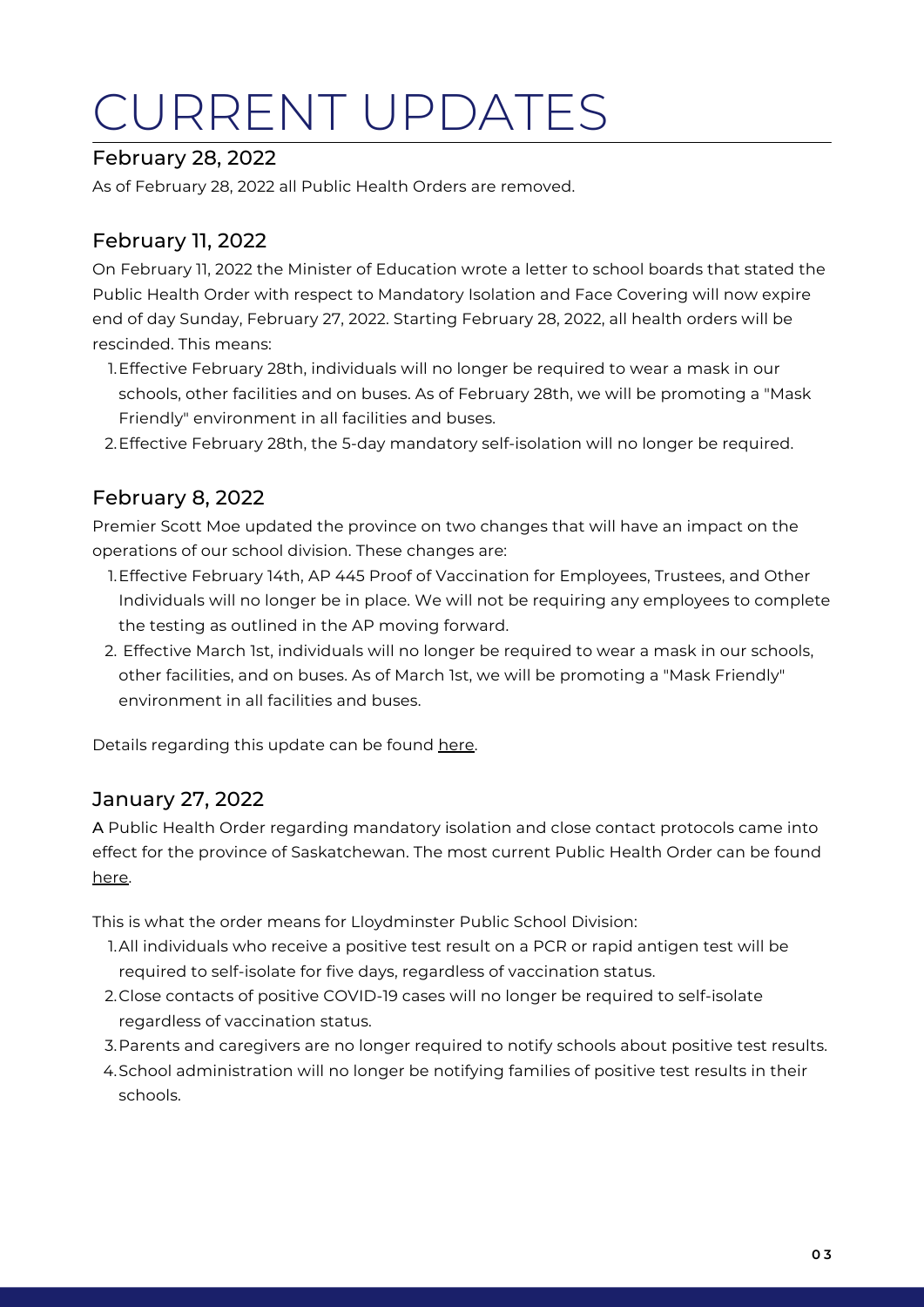# CURRENT UPDATES

## February 28, 2022

As of February 28, 2022 all Public Health Orders are removed.

## February 11, 2022

On February 11, 2022 the Minister of Education wrote a letter to school boards that stated the Public Health Order with respect to Mandatory Isolation and Face Covering will now expire end of day Sunday, February 27, 2022. Starting February 28, 2022, all health orders will be rescinded. This means:

1. Effective February 28th, individuals will no longer be required to wear a mask in our schools, other facilities and on buses. As of February 28th, we will be promoting a "Mask Friendly" environment in all facilities and buses.
2. Effective February 28th, the 5-day mandatory self-isolation will no longer be required.

## February 8, 2022

Premier Scott Moe updated the province on two changes that will have an impact on the operations of our school division. These changes are:

1. Effective February 14th, AP 445 Proof of Vaccination for Employees, Trustees, and Other Individuals will no longer be in place. We will not be requiring any employees to complete the testing as outlined in the AP moving forward.
2. Effective March 1st, individuals will no longer be required to wear a mask in our schools, other facilities, and on buses. As of March 1st, we will be promoting a "Mask Friendly" environment in all facilities and buses.

Details regarding this update can be found here.

## January 27, 2022

A Public Health Order regarding mandatory isolation and close contact protocols came into effect for the province of Saskatchewan. The most current Public Health Order can be found here.

This is what the order means for Lloydminster Public School Division:

1. All individuals who receive a positive test result on a PCR or rapid antigen test will be required to self-isolate for five days, regardless of vaccination status.
2. Close contacts of positive COVID-19 cases will no longer be required to self-isolate regardless of vaccination status.
3. Parents and caregivers are no longer required to notify schools about positive test results.
4. School administration will no longer be notifying families of positive test results in their schools.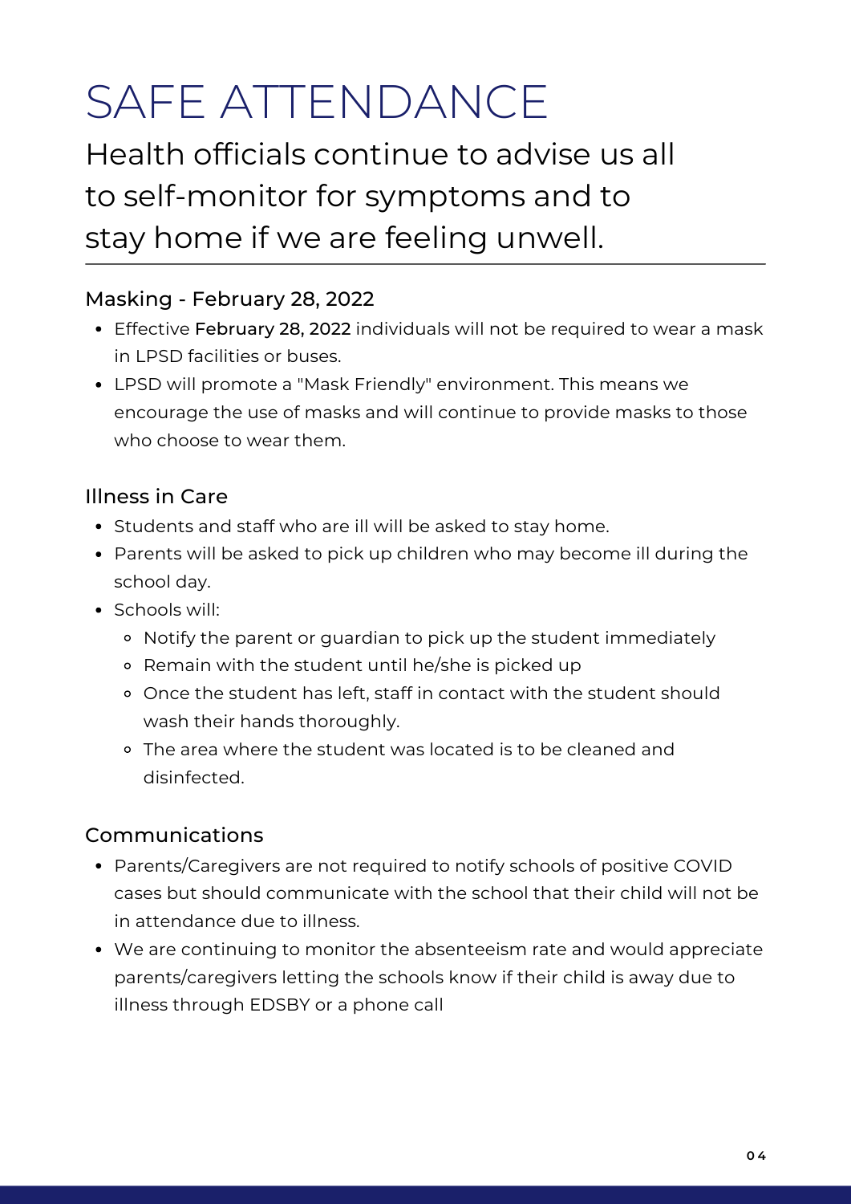# SAFE ATTENDANCE

## Health officials continue to advise us all to self-monitor for symptoms and to stay home if we are feeling unwell.

### Masking - February 28, 2022

- Effective February 28, 2022 individuals will not be required to wear a mask in LPSD facilities or buses.
- LPSD will promote a "Mask Friendly" environment. This means we encourage the use of masks and will continue to provide masks to those who choose to wear them.

### Illness in Care

- Students and staff who are ill will be asked to stay home.
- Parents will be asked to pick up children who may become ill during the school day.
- Schools will:
  - Notify the parent or guardian to pick up the student immediately
  - Remain with the student until he/she is picked up
  - Once the student has left, staff in contact with the student should wash their hands thoroughly.
  - The area where the student was located is to be cleaned and disinfected.

### Communications

- Parents/Caregivers are not required to notify schools of positive COVID cases but should communicate with the school that their child will not be in attendance due to illness.
- We are continuing to monitor the absenteeism rate and would appreciate parents/caregivers letting the schools know if their child is away due to illness through EDSBY or a phone call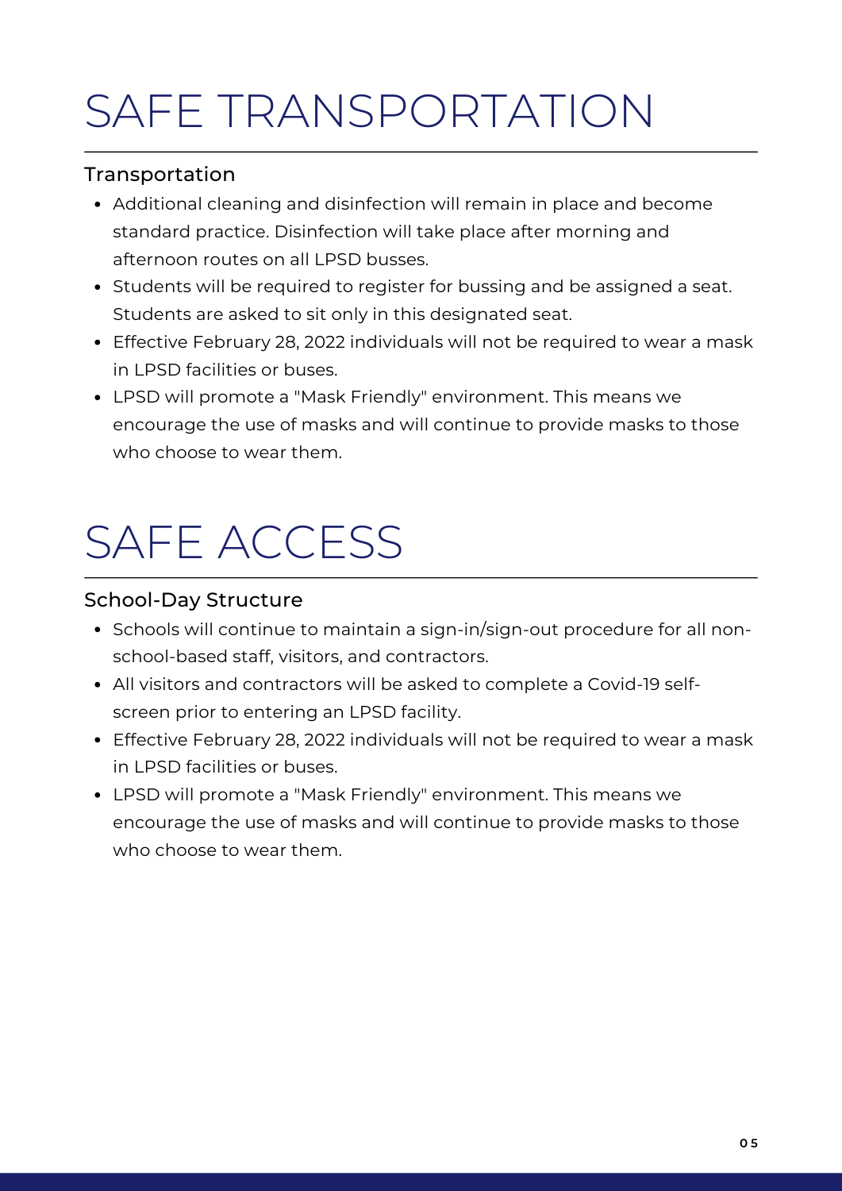# SAFE TRANSPORTATION

## Transportation

- Additional cleaning and disinfection will remain in place and become standard practice. Disinfection will take place after morning and afternoon routes on all LPSD busses.
- Students will be required to register for bussing and be assigned a seat. Students are asked to sit only in this designated seat.
- Effective February 28, 2022 individuals will not be required to wear a mask in LPSD facilities or buses.
- LPSD will promote a "Mask Friendly" environment. This means we encourage the use of masks and will continue to provide masks to those who choose to wear them.

# SAFE ACCESS

## School-Day Structure

- Schools will continue to maintain a sign-in/sign-out procedure for all non-school-based staff, visitors, and contractors.
- All visitors and contractors will be asked to complete a Covid-19 self-screen prior to entering an LPSD facility.
- Effective February 28, 2022 individuals will not be required to wear a mask in LPSD facilities or buses.
- LPSD will promote a "Mask Friendly" environment. This means we encourage the use of masks and will continue to provide masks to those who choose to wear them.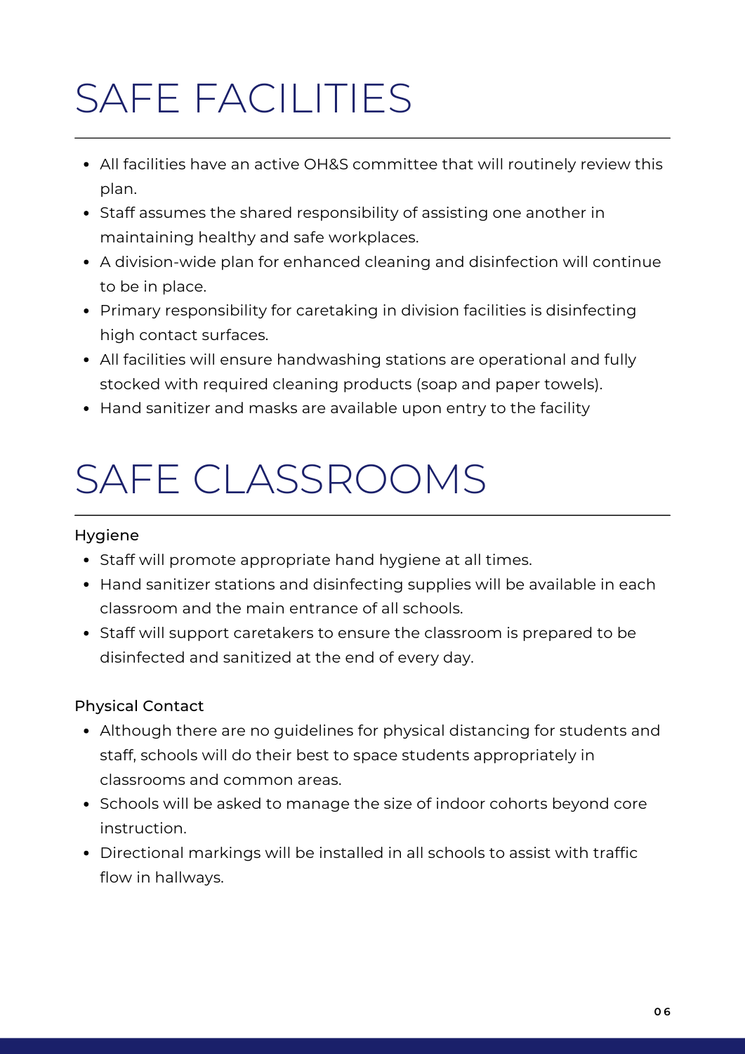# SAFE FACILITIES

- All facilities have an active OH&S committee that will routinely review this plan.
- Staff assumes the shared responsibility of assisting one another in maintaining healthy and safe workplaces.
- A division-wide plan for enhanced cleaning and disinfection will continue to be in place.
- Primary responsibility for caretaking in division facilities is disinfecting high contact surfaces.
- All facilities will ensure handwashing stations are operational and fully stocked with required cleaning products (soap and paper towels).
- Hand sanitizer and masks are available upon entry to the facility

# SAFE CLASSROOMS

Hygiene

- Staff will promote appropriate hand hygiene at all times.
- Hand sanitizer stations and disinfecting supplies will be available in each classroom and the main entrance of all schools.
- Staff will support caretakers to ensure the classroom is prepared to be disinfected and sanitized at the end of every day.

Physical Contact

- Although there are no guidelines for physical distancing for students and staff, schools will do their best to space students appropriately in classrooms and common areas.
- Schools will be asked to manage the size of indoor cohorts beyond core instruction.
- Directional markings will be installed in all schools to assist with traffic flow in hallways.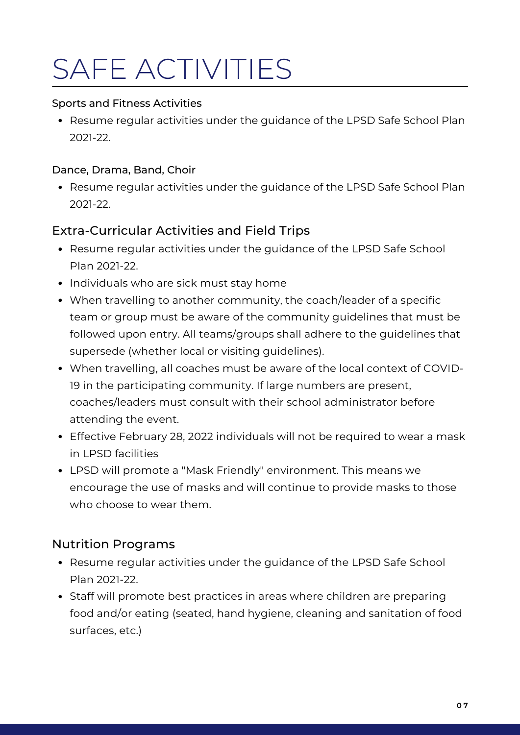# SAFE ACTIVITIES

#### Sports and Fitness Activities

- Resume regular activities under the guidance of the LPSD Safe School Plan 2021-22.

#### Dance, Drama, Band, Choir

- Resume regular activities under the guidance of the LPSD Safe School Plan 2021-22.

### Extra-Curricular Activities and Field Trips

- Resume regular activities under the guidance of the LPSD Safe School Plan 2021-22.
- Individuals who are sick must stay home
- When travelling to another community, the coach/leader of a specific team or group must be aware of the community guidelines that must be followed upon entry. All teams/groups shall adhere to the guidelines that supersede (whether local or visiting guidelines).
- When travelling, all coaches must be aware of the local context of COVID-19 in the participating community. If large numbers are present, coaches/leaders must consult with their school administrator before attending the event.
- Effective February 28, 2022 individuals will not be required to wear a mask in LPSD facilities
- LPSD will promote a "Mask Friendly" environment. This means we encourage the use of masks and will continue to provide masks to those who choose to wear them.

### Nutrition Programs

- Resume regular activities under the guidance of the LPSD Safe School Plan 2021-22.
- Staff will promote best practices in areas where children are preparing food and/or eating (seated, hand hygiene, cleaning and sanitation of food surfaces, etc.)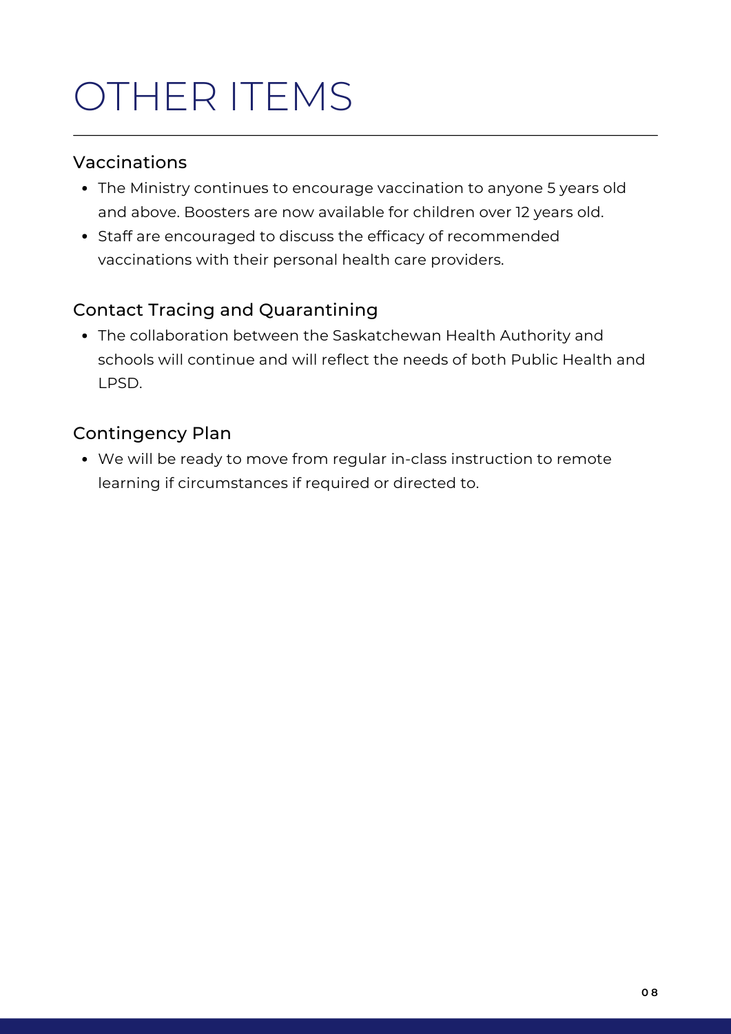# OTHER ITEMS

## Vaccinations

- The Ministry continues to encourage vaccination to anyone 5 years old and above. Boosters are now available for children over 12 years old.
- Staff are encouraged to discuss the efficacy of recommended vaccinations with their personal health care providers.

## Contact Tracing and Quarantining

- The collaboration between the Saskatchewan Health Authority and schools will continue and will reflect the needs of both Public Health and LPSD.

## Contingency Plan

- We will be ready to move from regular in-class instruction to remote learning if circumstances if required or directed to.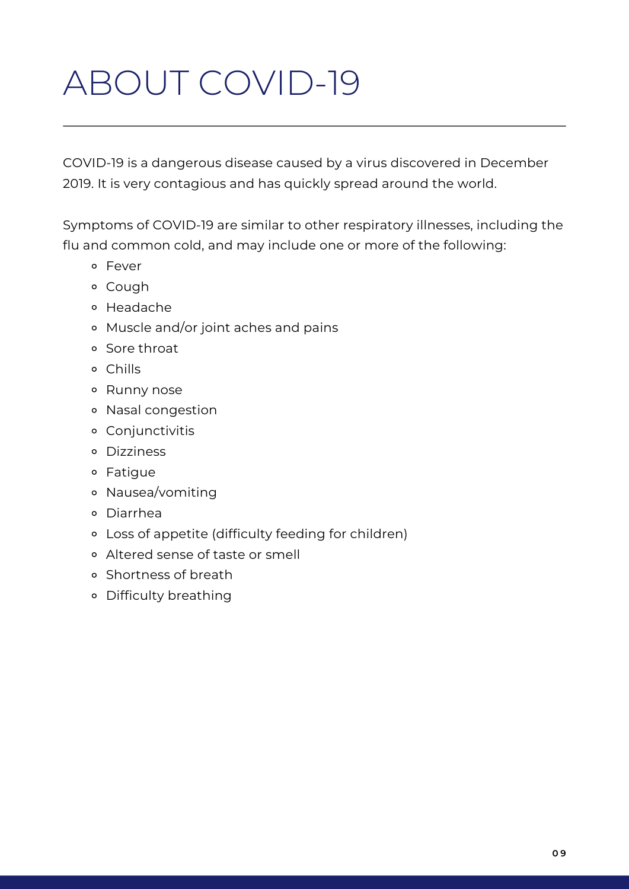# ABOUT COVID-19

COVID-19 is a dangerous disease caused by a virus discovered in December 2019. It is very contagious and has quickly spread around the world.

Symptoms of COVID-19 are similar to other respiratory illnesses, including the flu and common cold, and may include one or more of the following:

- Fever
- Cough
- Headache
- Muscle and/or joint aches and pains
- Sore throat
- Chills
- Runny nose
- Nasal congestion
- Conjunctivitis
- Dizziness
- Fatigue
- Nausea/vomiting
- Diarrhea
- Loss of appetite (difficulty feeding for children)
- Altered sense of taste or smell
- Shortness of breath
- Difficulty breathing